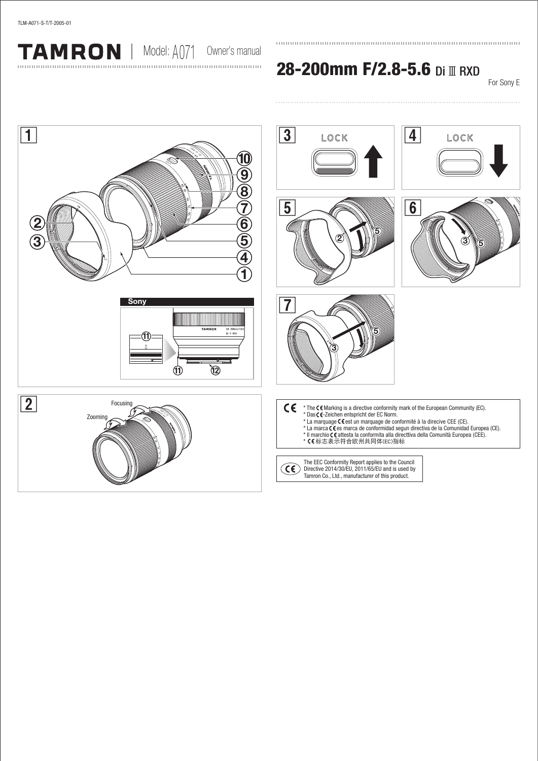TLM-A071-S-T/T-2005-01

# TAMRON | Model: A071 Owner's manual

## 28-200mm F/2.8-5.6 Di III RXD

For Sony E

1

Sony

2

Focusing

Zooming

3 LOCK

4 LOCK

5

6

7

* The CE Marking is a directive conformity mark of the European Community (EC).
* Das CE-Zeichen entspricht der EC Norm.
* La marquage CE est un marquage de conformité à la direcive CEE (CE).
* La marca CE es marca de conformidad segun directiva de la Comunidad Europea (CE).
* Il marchio CE attesta la conformita alla directtiva della Comunità Europea (CEE).
* CE标志表示符合欧州共同体(EC)指标

The EEC Conformity Report applies to the Council Directive 2014/30/EU, 2011/65/EU and is used by Tamron Co., Ltd., manufacturer of this product.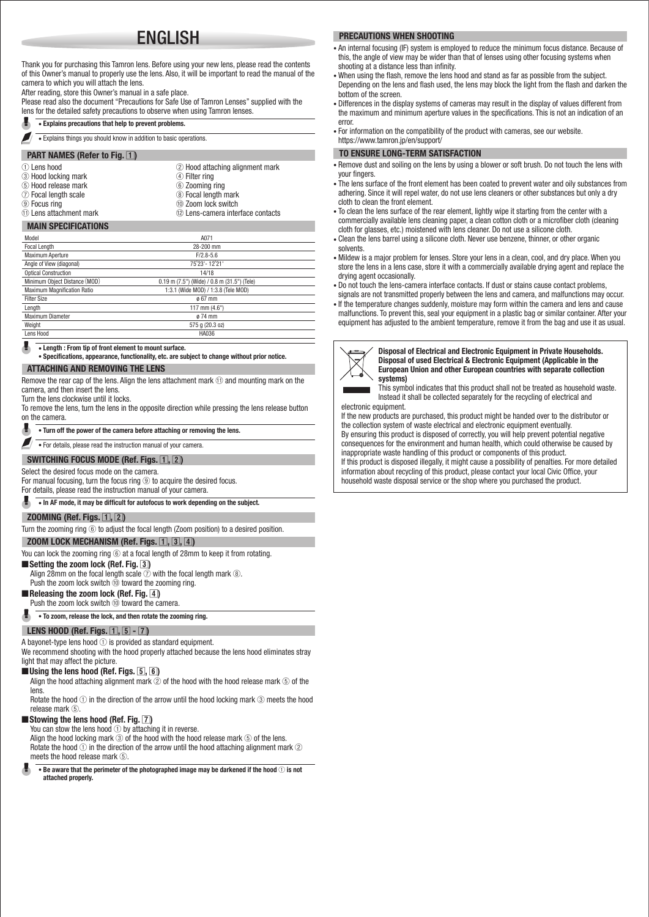# ENGLISH

Thank you for purchasing this Tamron lens. Before using your new lens, please read the contents of this Owner's manual to properly use the lens. Also, it will be important to read the manual of the camera to which you will attach the lens.

After reading, store this Owner's manual in a safe place.

Please read also the document "Precautions for Safe Use of Tamron Lenses" supplied with the lens for the detailed safety precautions to observe when using Tamron lenses.

- **Explains precautions that help to prevent problems.**

- Explains things you should know in addition to basic operations.

## PART NAMES (Refer to Fig. 1)

① Lens hood
② Hood attaching alignment mark
③ Hood locking mark
④ Filter ring
⑤ Hood release mark
⑥ Zooming ring
⑦ Focal length scale
⑧ Focal length mark
⑨ Focus ring
⑩ Zoom lock switch
⑪ Lens attachment mark
⑫ Lens-camera interface contacts

## MAIN SPECIFICATIONS

| Model | A071 |
|---|---|
| Focal Length | 28-200 mm |
| Maximum Aperture | F/2.8-5.6 |
| Angle of View (diagonal) | 75°23'- 12°21' |
| Optical Construction | 14/18 |
| Minimum Object Distance (MOD) | 0.19 m (7.5") (Wide) / 0.8 m (31.5") (Tele) |
| Maximum Magnification Ratio | 1:3.1 (Wide MOD) / 1:3.8 (Tele MOD) |
| Filter Size | ø 67 mm |
| Length | 117 mm (4.6") |
| Maximum Diameter | ø 74 mm |
| Weight | 575 g (20.3 oz) |
| Lens Hood | HA036 |

- **Length : From tip of front element to mount surface.**
- **Specifications, appearance, functionality, etc. are subject to change without prior notice.**

## ATTACHING AND REMOVING THE LENS

Remove the rear cap of the lens. Align the lens attachment mark ⑪ and mounting mark on the camera, and then insert the lens.

Turn the lens clockwise until it locks.

To remove the lens, turn the lens in the opposite direction while pressing the lens release button on the camera.

- **Turn off the power of the camera before attaching or removing the lens.**

- For details, please read the instruction manual of your camera.

## SWITCHING FOCUS MODE (Ref. Figs. 1, 2)

Select the desired focus mode on the camera.

For manual focusing, turn the focus ring ⑨ to acquire the desired focus.

For details, please read the instruction manual of your camera.

- **In AF mode, it may be difficult for autofocus to work depending on the subject.**

## ZOOMING (Ref. Figs. 1, 2)

Turn the zooming ring ⑥ to adjust the focal length (Zoom position) to a desired position.

## ZOOM LOCK MECHANISM (Ref. Figs. 1, 3, 4)

You can lock the zooming ring ⑥ at a focal length of 28mm to keep it from rotating.

### ■ Setting the zoom lock (Ref. Fig. 3)

Align 28mm on the focal length scale ⑦ with the focal length mark ⑧.
Push the zoom lock switch ⑩ toward the zooming ring.

### ■ Releasing the zoom lock (Ref. Fig. 4)

Push the zoom lock switch ⑩ toward the camera.

- **To zoom, release the lock, and then rotate the zooming ring.**

## LENS HOOD (Ref. Figs. 1, 5 - 7)

A bayonet-type lens hood ① is provided as standard equipment.

We recommend shooting with the hood properly attached because the lens hood eliminates stray light that may affect the picture.

### ■ Using the lens hood (Ref. Figs. 5, 6)

Align the hood attaching alignment mark ② of the hood with the hood release mark ⑤ of the lens.

Rotate the hood ① in the direction of the arrow until the hood locking mark ③ meets the hood release mark ⑤.

### ■ Stowing the lens hood (Ref. Fig. 7)

You can stow the lens hood ① by attaching it in reverse.

Align the hood locking mark ③ of the hood with the hood release mark ⑤ of the lens.

Rotate the hood ① in the direction of the arrow until the hood attaching alignment mark ② meets the hood release mark ⑤.

- **Be aware that the perimeter of the photographed image may be darkened if the hood ① is not attached properly.**

## PRECAUTIONS WHEN SHOOTING

- An internal focusing (IF) system is employed to reduce the minimum focus distance. Because of this, the angle of view may be wider than that of lenses using other focusing systems when shooting at a distance less than infinity.
- When using the flash, remove the lens hood and stand as far as possible from the subject. Depending on the lens and flash used, the lens may block the light from the flash and darken the bottom of the screen.
- Differences in the display systems of cameras may result in the display of values different from the maximum and minimum aperture values in the specifications. This is not an indication of an error.
- For information on the compatibility of the product with cameras, see our website. https://www.tamron.jp/en/support/

## TO ENSURE LONG-TERM SATISFACTION

- Remove dust and soiling on the lens by using a blower or soft brush. Do not touch the lens with your fingers.
- The lens surface of the front element has been coated to prevent water and oily substances from adhering. Since it will repel water, do not use lens cleaners or other substances but only a dry cloth to clean the front element.
- To clean the lens surface of the rear element, lightly wipe it starting from the center with a commercially available lens cleaning paper, a clean cotton cloth or a microfiber cloth (cleaning cloth for glasses, etc.) moistened with lens cleaner. Do not use a silicone cloth.
- Clean the lens barrel using a silicone cloth. Never use benzene, thinner, or other organic solvents.
- Mildew is a major problem for lenses. Store your lens in a clean, cool, and dry place. When you store the lens in a lens case, store it with a commercially available drying agent and replace the drying agent occasionally.
- Do not touch the lens-camera interface contacts. If dust or stains cause contact problems, signals are not transmitted properly between the lens and camera, and malfunctions may occur.
- If the temperature changes suddenly, moisture may form within the camera and lens and cause malfunctions. To prevent this, seal your equipment in a plastic bag or similar container. After your equipment has adjusted to the ambient temperature, remove it from the bag and use it as usual.

**Disposal of Electrical and Electronic Equipment in Private Households. Disposal of used Electrical & Electronic Equipment (Applicable in the European Union and other European countries with separate collection systems)**

This symbol indicates that this product shall not be treated as household waste. Instead it shall be collected separately for the recycling of electrical and electronic equipment.

If the new products are purchased, this product might be handed over to the distributor or the collection system of waste electrical and electronic equipment eventually.

By ensuring this product is disposed of correctly, you will help prevent potential negative consequences for the environment and human health, which could otherwise be caused by inappropriate waste handling of this product or components of this product.

If this product is disposed illegally, it might cause a possibility of penalties. For more detailed information about recycling of this product, please contact your local Civic Office, your household waste disposal service or the shop where you purchased the product.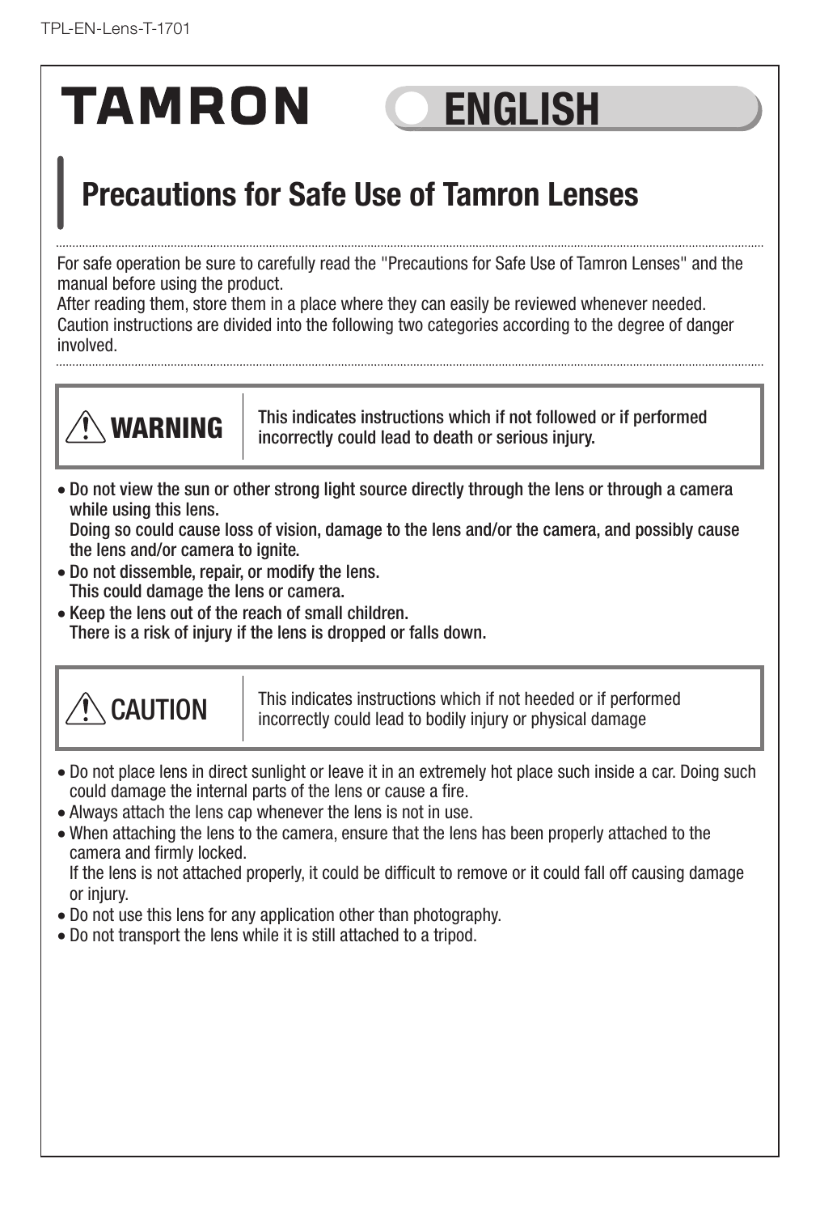TPL-EN-Lens-T-1701

# TAMRON

ENGLISH

## Precautions for Safe Use of Tamron Lenses

For safe operation be sure to carefully read the "Precautions for Safe Use of Tamron Lenses" and the manual before using the product.
After reading them, store them in a place where they can easily be reviewed whenever needed.
Caution instructions are divided into the following two categories according to the degree of danger involved.

### ⚠ WARNING

**This indicates instructions which if not followed or if performed incorrectly could lead to death or serious injury.**

- **Do not view the sun or other strong light source directly through the lens or through a camera while using this lens.**
  **Doing so could cause loss of vision, damage to the lens and/or the camera, and possibly cause the lens and/or camera to ignite.**
- **Do not dissemble, repair, or modify the lens.**
  **This could damage the lens or camera.**
- **Keep the lens out of the reach of small children.**
  **There is a risk of injury if the lens is dropped or falls down.**

### ⚠ CAUTION

This indicates instructions which if not heeded or if performed incorrectly could lead to bodily injury or physical damage

- Do not place lens in direct sunlight or leave it in an extremely hot place such inside a car. Doing such could damage the internal parts of the lens or cause a fire.
- Always attach the lens cap whenever the lens is not in use.
- When attaching the lens to the camera, ensure that the lens has been properly attached to the camera and firmly locked.
  If the lens is not attached properly, it could be difficult to remove or it could fall off causing damage or injury.
- Do not use this lens for any application other than photography.
- Do not transport the lens while it is still attached to a tripod.